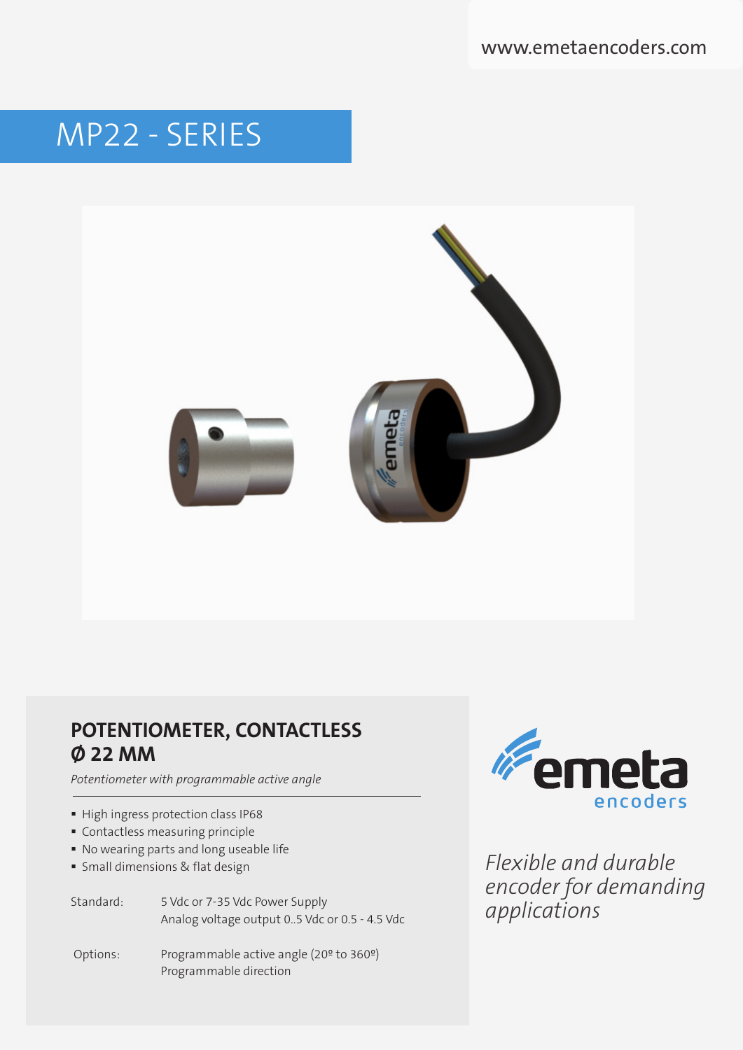www.emetaencoders.com

# MP22 - SERIES

## POTENTIOMETER, CONTACTLESS Ø 22 MM

*Potentiometer with programmable active angle*

- High ingress protection class IP68
- Contactless measuring principle
- No wearing parts and long useable life
- Small dimensions & flat design

| | |
|---|---|
| Standard: | 5 Vdc or 7-35 Vdc Power Supply<br>Analog voltage output 0..5 Vdc or 0.5 - 4.5 Vdc |
| Options: | Programmable active angle (20º to 360º)<br>Programmable direction |

emeta encoders

*Flexible and durable encoder for demanding applications*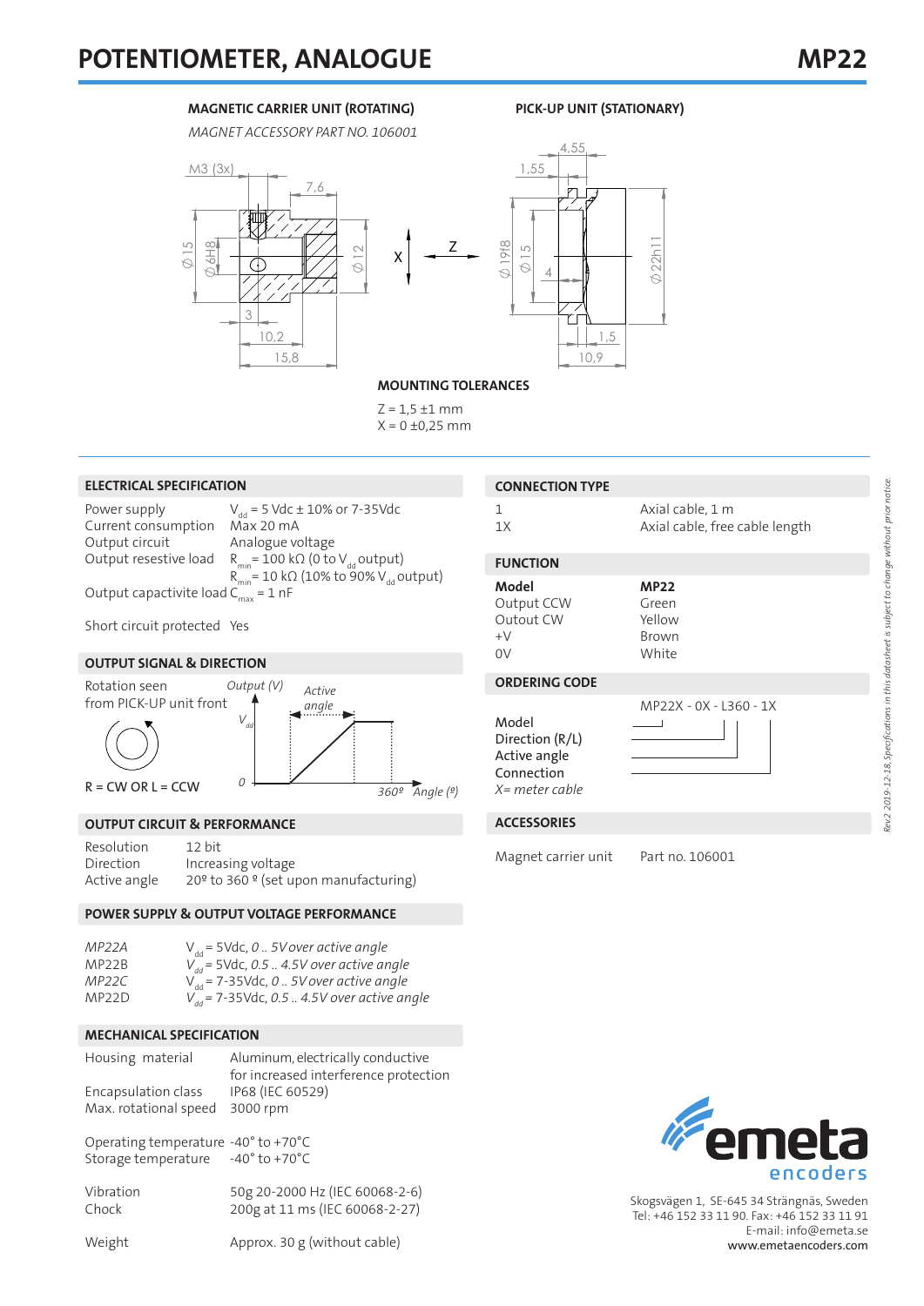# POTENTIOMETER, ANALOGUE

# MP22

**MAGNETIC CARRIER UNIT (ROTATING)**

*MAGNET ACCESSORY PART NO. 106001*

M3 (3x)
7,6
Ø 15
Ø 6H8
Ø 12
3
10,2
15,8

X
Z

**PICK-UP UNIT (STATIONARY)**

4,55
1,55
Ø 19f8
Ø 15
4
Ø 22h11
1,5
10,9

**MOUNTING TOLERANCES**

Z = 1,5 ±1 mm
X = 0 ±0,25 mm

## ELECTRICAL SPECIFICATION

| | |
|---|---|
| Power supply | $V_{dd}$ = 5 Vdc ± 10% or 7-35Vdc |
| Current consumption | Max 20 mA |
| Output circuit | Analogue voltage |
| Output resestive load | $R_{min}$ = 100 kΩ (0 to $V_{dd}$ output) |
| | $R_{min}$ = 10 kΩ (10% to 90% $V_{dd}$ output) |
| Output capacitive load | $C_{max}$ = 1 nF |
| Short circuit protected | Yes |

## OUTPUT SIGNAL & DIRECTION

Rotation seen from PICK-UP unit front

R = CW OR L = CCW

*Output (V)*
*Active angle*
$V_{dd}$
0
*360º*
*Angle (º)*

## OUTPUT CIRCUIT & PERFORMANCE

| | |
|---|---|
| Resolution | 12 bit |
| Direction | Increasing voltage |
| Active angle | 20º to 360 º (set upon manufacturing) |

## POWER SUPPLY & OUTPUT VOLTAGE PERFORMANCE

| | |
|---|---|
| *MP22A* | $V_{dd}$ = 5Vdc, *0 .. 5V over active angle* |
| MP22B | $V_{dd}$ = 5Vdc, *0.5 .. 4.5V over active angle* |
| *MP22C* | $V_{dd}$ = 7-35Vdc, *0 .. 5V over active angle* |
| MP22D | $V_{dd}$ = 7-35Vdc, *0.5 .. 4.5V over active angle* |

## MECHANICAL SPECIFICATION

| | |
|---|---|
| Housing material | Aluminum, electrically conductive for increased interference protection |
| Encapsulation class | IP68 (IEC 60529) |
| Max. rotational speed | 3000 rpm |
| Operating temperature | -40° to +70°C |
| Storage temperature | -40° to +70°C |
| Vibration | 50g 20-2000 Hz (IEC 60068-2-6) |
| Chock | 200g at 11 ms (IEC 60068-2-27) |
| Weight | Approx. 30 g (without cable) |

## CONNECTION TYPE

| | |
|---|---|
| 1 | Axial cable, 1 m |
| 1X | Axial cable, free cable length |

## FUNCTION

| **Model** | **MP22** |
|---|---|
| Output CCW | Green |
| Outout CW | Yellow |
| +V | Brown |
| 0V | White |

## ORDERING CODE

MP22X - 0X - L360 - 1X

Model
Direction (R/L)
Active angle
Connection
*X= meter cable*

## ACCESSORIES

| | |
|---|---|
| Magnet carrier unit | Part no. 106001 |

*Rev2 2019-12-18. Specifications in this datasheet is subject to change without prior notice.*

emeta encoders

Skogsvägen 1, SE-645 34 Strängnäs, Sweden
Tel: +46 152 33 11 90. Fax: +46 152 33 11 91
E-mail: info@emeta.se
www.emetaencoders.com